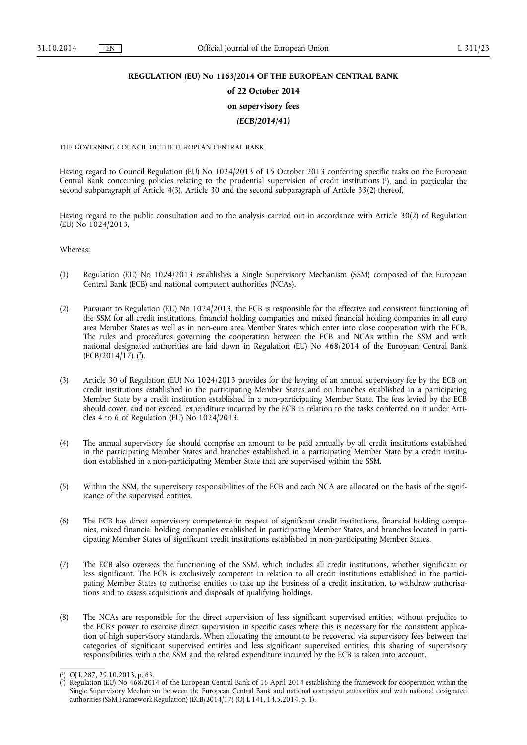# REGULATION (EU) No 1163/2014 OF THE EUROPEAN CENTRAL BANK

**of 22 October 2014**

**on supervisory fees**

***(ECB/2014/41)***

THE GOVERNING COUNCIL OF THE EUROPEAN CENTRAL BANK,

Having regard to Council Regulation (EU) No 1024/2013 of 15 October 2013 conferring specific tasks on the European Central Bank concerning policies relating to the prudential supervision of credit institutions ([1]), and in particular the second subparagraph of Article 4(3), Article 30 and the second subparagraph of Article 33(2) thereof,

Having regard to the public consultation and to the analysis carried out in accordance with Article 30(2) of Regulation (EU) No 1024/2013,

Whereas:

(1) Regulation (EU) No 1024/2013 establishes a Single Supervisory Mechanism (SSM) composed of the European Central Bank (ECB) and national competent authorities (NCAs).

(2) Pursuant to Regulation (EU) No 1024/2013, the ECB is responsible for the effective and consistent functioning of the SSM for all credit institutions, financial holding companies and mixed financial holding companies in all euro area Member States as well as in non-euro area Member States which enter into close cooperation with the ECB. The rules and procedures governing the cooperation between the ECB and NCAs within the SSM and with national designated authorities are laid down in Regulation (EU) No 468/2014 of the European Central Bank (ECB/2014/17) ([2]).

(3) Article 30 of Regulation (EU) No 1024/2013 provides for the levying of an annual supervisory fee by the ECB on credit institutions established in the participating Member States and on branches established in a participating Member State by a credit institution established in a non-participating Member State. The fees levied by the ECB should cover, and not exceed, expenditure incurred by the ECB in relation to the tasks conferred on it under Articles 4 to 6 of Regulation (EU) No 1024/2013.

(4) The annual supervisory fee should comprise an amount to be paid annually by all credit institutions established in the participating Member States and branches established in a participating Member State by a credit institution established in a non-participating Member State that are supervised within the SSM.

(5) Within the SSM, the supervisory responsibilities of the ECB and each NCA are allocated on the basis of the significance of the supervised entities.

(6) The ECB has direct supervisory competence in respect of significant credit institutions, financial holding companies, mixed financial holding companies established in participating Member States, and branches located in participating Member States of significant credit institutions established in non-participating Member States.

(7) The ECB also oversees the functioning of the SSM, which includes all credit institutions, whether significant or less significant. The ECB is exclusively competent in relation to all credit institutions established in the participating Member States to authorise entities to take up the business of a credit institution, to withdraw authorisations and to assess acquisitions and disposals of qualifying holdings.

(8) The NCAs are responsible for the direct supervision of less significant supervised entities, without prejudice to the ECB's power to exercise direct supervision in specific cases where this is necessary for the consistent application of high supervisory standards. When allocating the amount to be recovered via supervisory fees between the categories of significant supervised entities and less significant supervised entities, this sharing of supervisory responsibilities within the SSM and the related expenditure incurred by the ECB is taken into account.

---

([1]) OJ L 287, 29.10.2013, p. 63.

([2]) Regulation (EU) No 468/2014 of the European Central Bank of 16 April 2014 establishing the framework for cooperation within the Single Supervisory Mechanism between the European Central Bank and national competent authorities and with national designated authorities (SSM Framework Regulation) (ECB/2014/17) (OJ L 141, 14.5.2014, p. 1).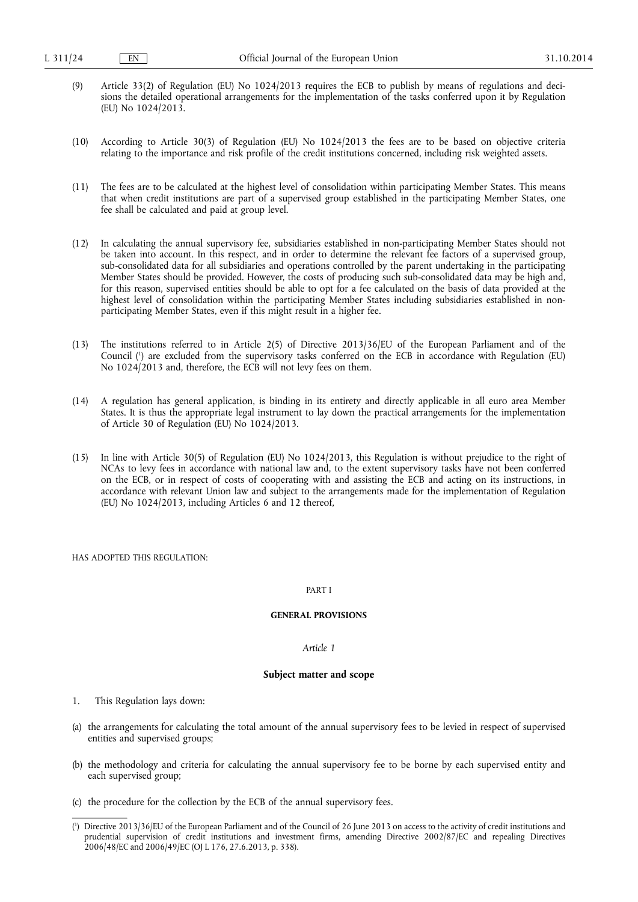(9) Article 33(2) of Regulation (EU) No 1024/2013 requires the ECB to publish by means of regulations and decisions the detailed operational arrangements for the implementation of the tasks conferred upon it by Regulation (EU) No 1024/2013.

(10) According to Article 30(3) of Regulation (EU) No 1024/2013 the fees are to be based on objective criteria relating to the importance and risk profile of the credit institutions concerned, including risk weighted assets.

(11) The fees are to be calculated at the highest level of consolidation within participating Member States. This means that when credit institutions are part of a supervised group established in the participating Member States, one fee shall be calculated and paid at group level.

(12) In calculating the annual supervisory fee, subsidiaries established in non-participating Member States should not be taken into account. In this respect, and in order to determine the relevant fee factors of a supervised group, sub-consolidated data for all subsidiaries and operations controlled by the parent undertaking in the participating Member States should be provided. However, the costs of producing such sub-consolidated data may be high and, for this reason, supervised entities should be able to opt for a fee calculated on the basis of data provided at the highest level of consolidation within the participating Member States including subsidiaries established in non-participating Member States, even if this might result in a higher fee.

(13) The institutions referred to in Article 2(5) of Directive 2013/36/EU of the European Parliament and of the Council [1] are excluded from the supervisory tasks conferred on the ECB in accordance with Regulation (EU) No 1024/2013 and, therefore, the ECB will not levy fees on them.

(14) A regulation has general application, is binding in its entirety and directly applicable in all euro area Member States. It is thus the appropriate legal instrument to lay down the practical arrangements for the implementation of Article 30 of Regulation (EU) No 1024/2013.

(15) In line with Article 30(5) of Regulation (EU) No 1024/2013, this Regulation is without prejudice to the right of NCAs to levy fees in accordance with national law and, to the extent supervisory tasks have not been conferred on the ECB, or in respect of costs of cooperating with and assisting the ECB and acting on its instructions, in accordance with relevant Union law and subject to the arrangements made for the implementation of Regulation (EU) No 1024/2013, including Articles 6 and 12 thereof,

HAS ADOPTED THIS REGULATION:

PART I

## GENERAL PROVISIONS

*Article 1*

### Subject matter and scope

1. This Regulation lays down:

(a) the arrangements for calculating the total amount of the annual supervisory fees to be levied in respect of supervised entities and supervised groups;

(b) the methodology and criteria for calculating the annual supervisory fee to be borne by each supervised entity and each supervised group;

(c) the procedure for the collection by the ECB of the annual supervisory fees.

---

[1] Directive 2013/36/EU of the European Parliament and of the Council of 26 June 2013 on access to the activity of credit institutions and prudential supervision of credit institutions and investment firms, amending Directive 2002/87/EC and repealing Directives 2006/48/EC and 2006/49/EC (OJ L 176, 27.6.2013, p. 338).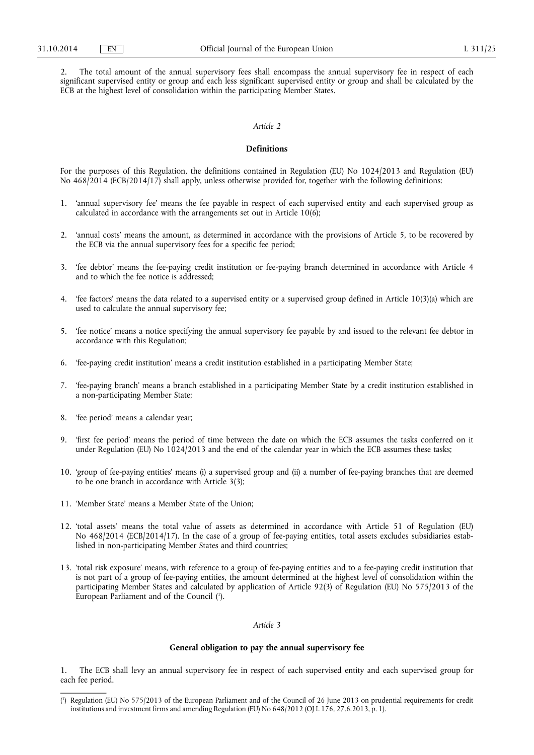2. The total amount of the annual supervisory fees shall encompass the annual supervisory fee in respect of each significant supervised entity or group and each less significant supervised entity or group and shall be calculated by the ECB at the highest level of consolidation within the participating Member States.

*Article 2*

**Definitions**

For the purposes of this Regulation, the definitions contained in Regulation (EU) No 1024/2013 and Regulation (EU) No 468/2014 (ECB/2014/17) shall apply, unless otherwise provided for, together with the following definitions:

1. 'annual supervisory fee' means the fee payable in respect of each supervised entity and each supervised group as calculated in accordance with the arrangements set out in Article 10(6);

2. 'annual costs' means the amount, as determined in accordance with the provisions of Article 5, to be recovered by the ECB via the annual supervisory fees for a specific fee period;

3. 'fee debtor' means the fee-paying credit institution or fee-paying branch determined in accordance with Article 4 and to which the fee notice is addressed;

4. 'fee factors' means the data related to a supervised entity or a supervised group defined in Article 10(3)(a) which are used to calculate the annual supervisory fee;

5. 'fee notice' means a notice specifying the annual supervisory fee payable by and issued to the relevant fee debtor in accordance with this Regulation;

6. 'fee-paying credit institution' means a credit institution established in a participating Member State;

7. 'fee-paying branch' means a branch established in a participating Member State by a credit institution established in a non-participating Member State;

8. 'fee period' means a calendar year;

9. 'first fee period' means the period of time between the date on which the ECB assumes the tasks conferred on it under Regulation (EU) No 1024/2013 and the end of the calendar year in which the ECB assumes these tasks;

10. 'group of fee-paying entities' means (i) a supervised group and (ii) a number of fee-paying branches that are deemed to be one branch in accordance with Article 3(3);

11. 'Member State' means a Member State of the Union;

12. 'total assets' means the total value of assets as determined in accordance with Article 51 of Regulation (EU) No 468/2014 (ECB/2014/17). In the case of a group of fee-paying entities, total assets excludes subsidiaries established in non-participating Member States and third countries;

13. 'total risk exposure' means, with reference to a group of fee-paying entities and to a fee-paying credit institution that is not part of a group of fee-paying entities, the amount determined at the highest level of consolidation within the participating Member States and calculated by application of Article 92(3) of Regulation (EU) No 575/2013 of the European Parliament and of the Council [1].

*Article 3*

**General obligation to pay the annual supervisory fee**

1. The ECB shall levy an annual supervisory fee in respect of each supervised entity and each supervised group for each fee period.

---

[1] Regulation (EU) No 575/2013 of the European Parliament and of the Council of 26 June 2013 on prudential requirements for credit institutions and investment firms and amending Regulation (EU) No 648/2012 (OJ L 176, 27.6.2013, p. 1).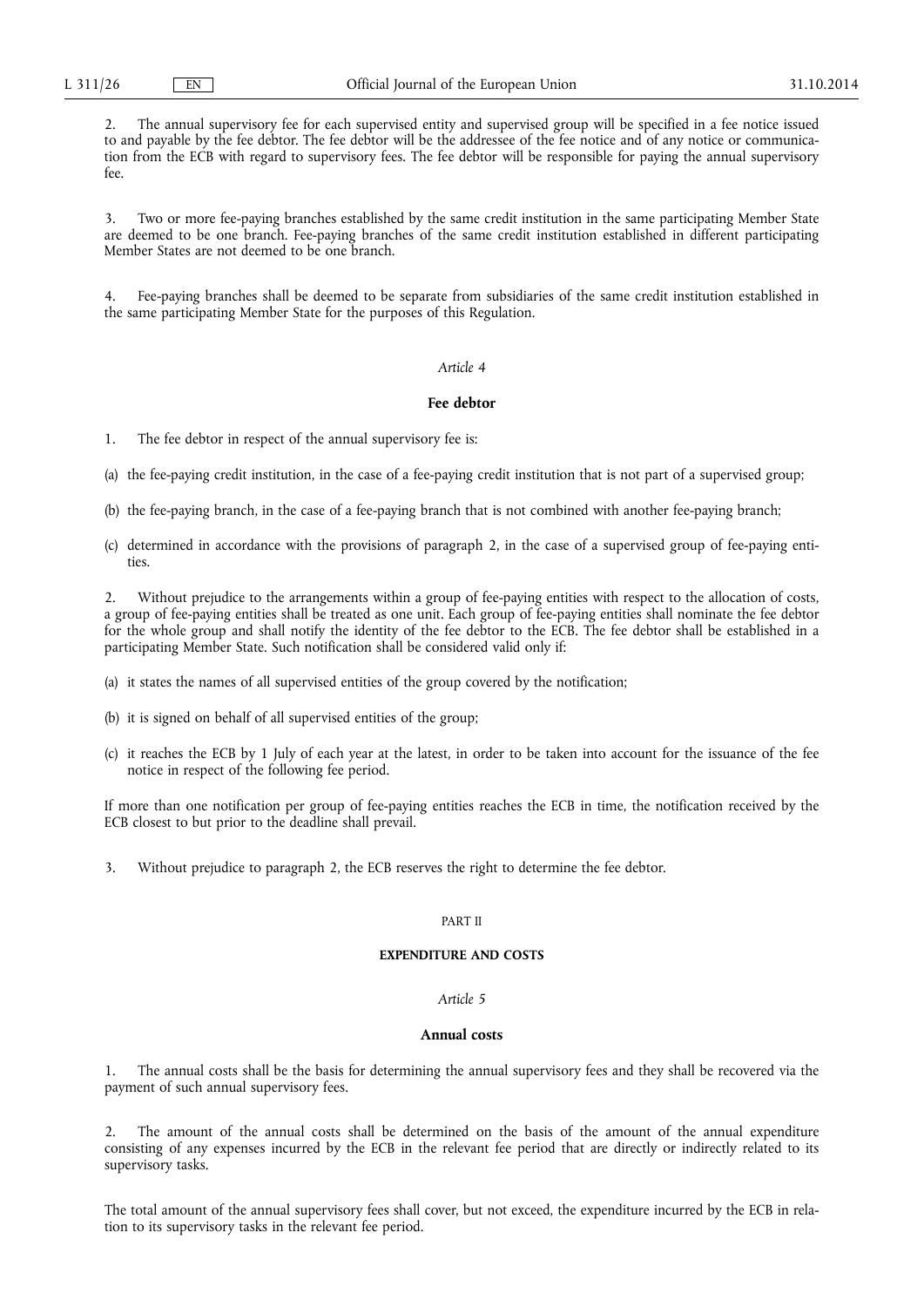2. The annual supervisory fee for each supervised entity and supervised group will be specified in a fee notice issued to and payable by the fee debtor. The fee debtor will be the addressee of the fee notice and of any notice or communication from the ECB with regard to supervisory fees. The fee debtor will be responsible for paying the annual supervisory fee.

3. Two or more fee-paying branches established by the same credit institution in the same participating Member State are deemed to be one branch. Fee-paying branches of the same credit institution established in different participating Member States are not deemed to be one branch.

4. Fee-paying branches shall be deemed to be separate from subsidiaries of the same credit institution established in the same participating Member State for the purposes of this Regulation.

*Article 4*

**Fee debtor**

1. The fee debtor in respect of the annual supervisory fee is:

(a) the fee-paying credit institution, in the case of a fee-paying credit institution that is not part of a supervised group;

(b) the fee-paying branch, in the case of a fee-paying branch that is not combined with another fee-paying branch;

(c) determined in accordance with the provisions of paragraph 2, in the case of a supervised group of fee-paying entities.

2. Without prejudice to the arrangements within a group of fee-paying entities with respect to the allocation of costs, a group of fee-paying entities shall be treated as one unit. Each group of fee-paying entities shall nominate the fee debtor for the whole group and shall notify the identity of the fee debtor to the ECB. The fee debtor shall be established in a participating Member State. Such notification shall be considered valid only if:

(a) it states the names of all supervised entities of the group covered by the notification;

(b) it is signed on behalf of all supervised entities of the group;

(c) it reaches the ECB by 1 July of each year at the latest, in order to be taken into account for the issuance of the fee notice in respect of the following fee period.

If more than one notification per group of fee-paying entities reaches the ECB in time, the notification received by the ECB closest to but prior to the deadline shall prevail.

3. Without prejudice to paragraph 2, the ECB reserves the right to determine the fee debtor.

PART II

**EXPENDITURE AND COSTS**

*Article 5*

**Annual costs**

1. The annual costs shall be the basis for determining the annual supervisory fees and they shall be recovered via the payment of such annual supervisory fees.

2. The amount of the annual costs shall be determined on the basis of the amount of the annual expenditure consisting of any expenses incurred by the ECB in the relevant fee period that are directly or indirectly related to its supervisory tasks.

The total amount of the annual supervisory fees shall cover, but not exceed, the expenditure incurred by the ECB in relation to its supervisory tasks in the relevant fee period.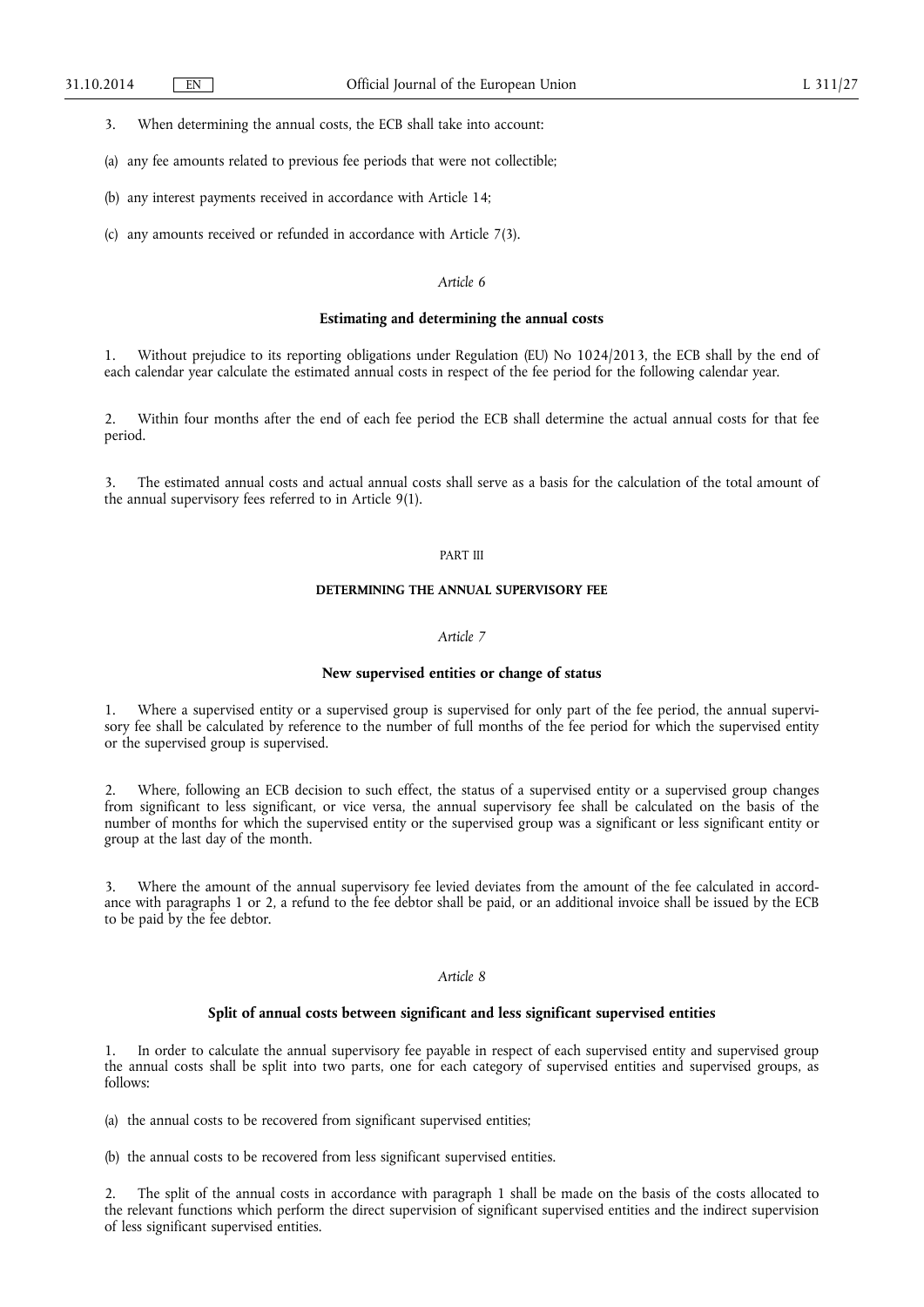3. When determining the annual costs, the ECB shall take into account:

(a) any fee amounts related to previous fee periods that were not collectible;

(b) any interest payments received in accordance with Article 14;

(c) any amounts received or refunded in accordance with Article 7(3).

*Article 6*

**Estimating and determining the annual costs**

1. Without prejudice to its reporting obligations under Regulation (EU) No 1024/2013, the ECB shall by the end of each calendar year calculate the estimated annual costs in respect of the fee period for the following calendar year.

2. Within four months after the end of each fee period the ECB shall determine the actual annual costs for that fee period.

3. The estimated annual costs and actual annual costs shall serve as a basis for the calculation of the total amount of the annual supervisory fees referred to in Article 9(1).

PART III

**DETERMINING THE ANNUAL SUPERVISORY FEE**

*Article 7*

**New supervised entities or change of status**

1. Where a supervised entity or a supervised group is supervised for only part of the fee period, the annual supervisory fee shall be calculated by reference to the number of full months of the fee period for which the supervised entity or the supervised group is supervised.

2. Where, following an ECB decision to such effect, the status of a supervised entity or a supervised group changes from significant to less significant, or vice versa, the annual supervisory fee shall be calculated on the basis of the number of months for which the supervised entity or the supervised group was a significant or less significant entity or group at the last day of the month.

3. Where the amount of the annual supervisory fee levied deviates from the amount of the fee calculated in accordance with paragraphs 1 or 2, a refund to the fee debtor shall be paid, or an additional invoice shall be issued by the ECB to be paid by the fee debtor.

*Article 8*

**Split of annual costs between significant and less significant supervised entities**

1. In order to calculate the annual supervisory fee payable in respect of each supervised entity and supervised group the annual costs shall be split into two parts, one for each category of supervised entities and supervised groups, as follows:

(a) the annual costs to be recovered from significant supervised entities;

(b) the annual costs to be recovered from less significant supervised entities.

2. The split of the annual costs in accordance with paragraph 1 shall be made on the basis of the costs allocated to the relevant functions which perform the direct supervision of significant supervised entities and the indirect supervision of less significant supervised entities.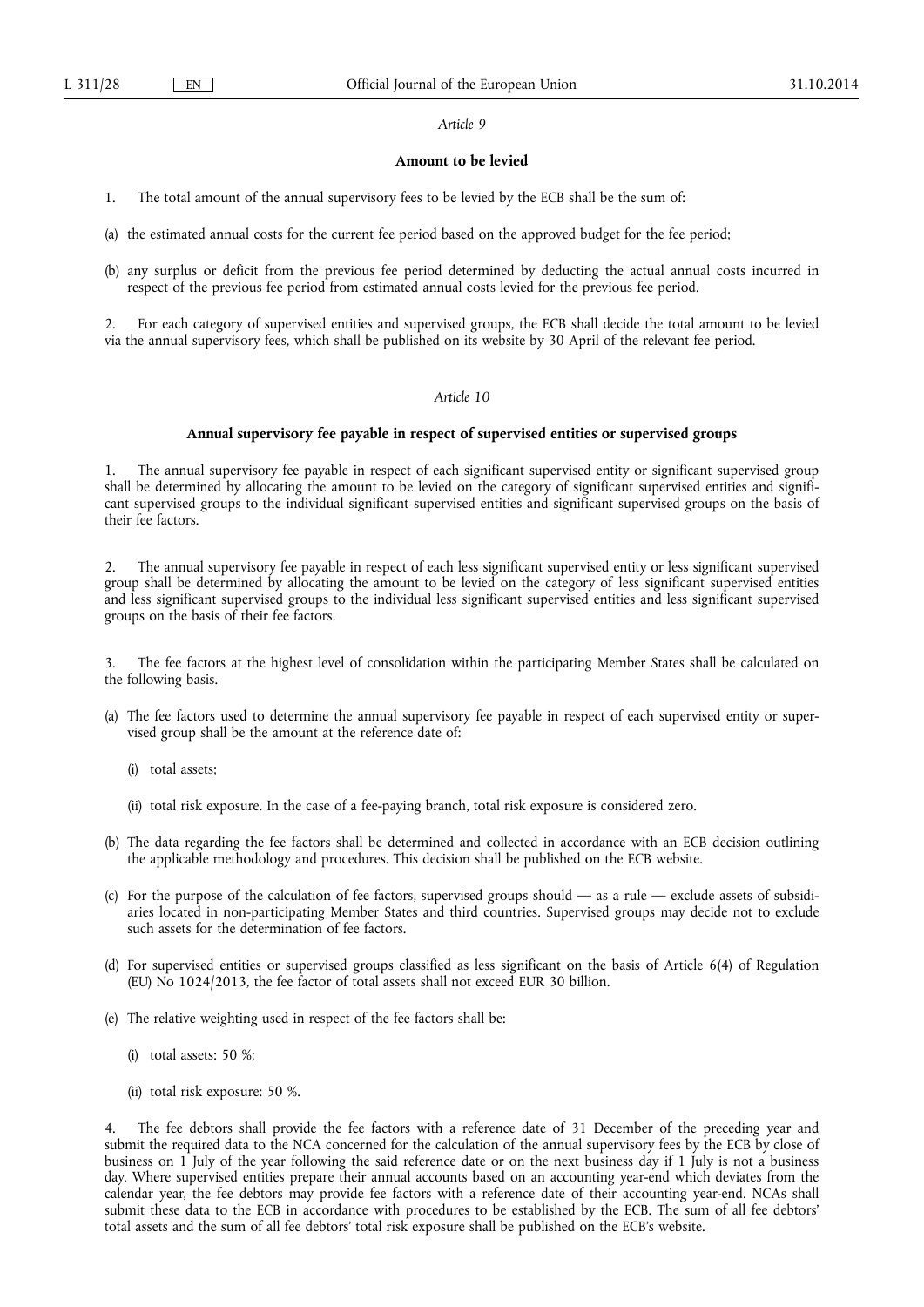*Article 9*

**Amount to be levied**

1. The total amount of the annual supervisory fees to be levied by the ECB shall be the sum of:

(a) the estimated annual costs for the current fee period based on the approved budget for the fee period;

(b) any surplus or deficit from the previous fee period determined by deducting the actual annual costs incurred in respect of the previous fee period from estimated annual costs levied for the previous fee period.

2. For each category of supervised entities and supervised groups, the ECB shall decide the total amount to be levied via the annual supervisory fees, which shall be published on its website by 30 April of the relevant fee period.

*Article 10*

**Annual supervisory fee payable in respect of supervised entities or supervised groups**

1. The annual supervisory fee payable in respect of each significant supervised entity or significant supervised group shall be determined by allocating the amount to be levied on the category of significant supervised entities and significant supervised groups to the individual significant supervised entities and significant supervised groups on the basis of their fee factors.

2. The annual supervisory fee payable in respect of each less significant supervised entity or less significant supervised group shall be determined by allocating the amount to be levied on the category of less significant supervised entities and less significant supervised groups to the individual less significant supervised entities and less significant supervised groups on the basis of their fee factors.

3. The fee factors at the highest level of consolidation within the participating Member States shall be calculated on the following basis.

(a) The fee factors used to determine the annual supervisory fee payable in respect of each supervised entity or supervised group shall be the amount at the reference date of:

   (i) total assets;

   (ii) total risk exposure. In the case of a fee-paying branch, total risk exposure is considered zero.

(b) The data regarding the fee factors shall be determined and collected in accordance with an ECB decision outlining the applicable methodology and procedures. This decision shall be published on the ECB website.

(c) For the purpose of the calculation of fee factors, supervised groups should — as a rule — exclude assets of subsidiaries located in non-participating Member States and third countries. Supervised groups may decide not to exclude such assets for the determination of fee factors.

(d) For supervised entities or supervised groups classified as less significant on the basis of Article 6(4) of Regulation (EU) No 1024/2013, the fee factor of total assets shall not exceed EUR 30 billion.

(e) The relative weighting used in respect of the fee factors shall be:

   (i) total assets: 50 %;

   (ii) total risk exposure: 50 %.

4. The fee debtors shall provide the fee factors with a reference date of 31 December of the preceding year and submit the required data to the NCA concerned for the calculation of the annual supervisory fees by the ECB by close of business on 1 July of the year following the said reference date or on the next business day if 1 July is not a business day. Where supervised entities prepare their annual accounts based on an accounting year-end which deviates from the calendar year, the fee debtors may provide fee factors with a reference date of their accounting year-end. NCAs shall submit these data to the ECB in accordance with procedures to be established by the ECB. The sum of all fee debtors' total assets and the sum of all fee debtors' total risk exposure shall be published on the ECB's website.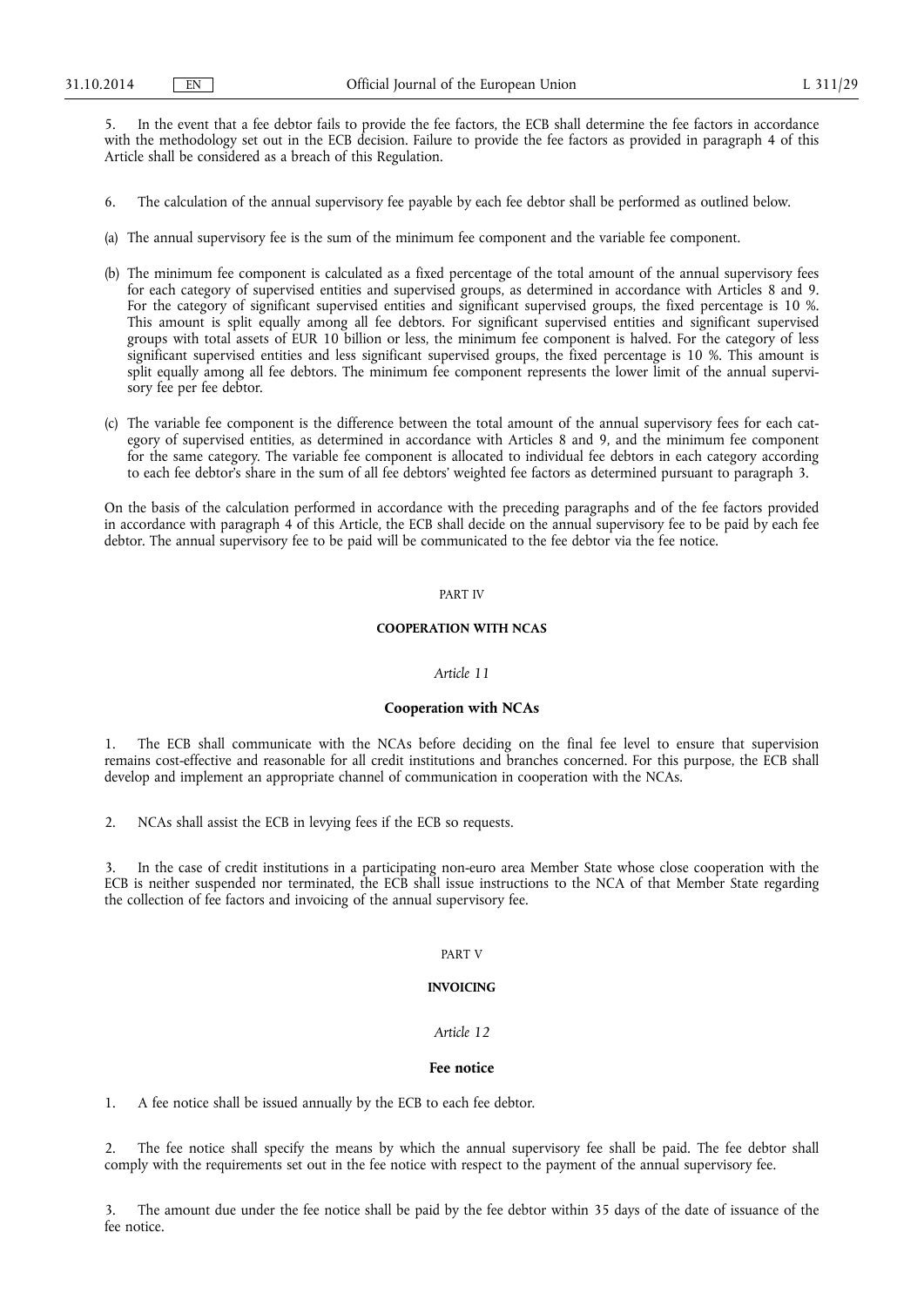5. In the event that a fee debtor fails to provide the fee factors, the ECB shall determine the fee factors in accordance with the methodology set out in the ECB decision. Failure to provide the fee factors as provided in paragraph 4 of this Article shall be considered as a breach of this Regulation.

6. The calculation of the annual supervisory fee payable by each fee debtor shall be performed as outlined below.

(a) The annual supervisory fee is the sum of the minimum fee component and the variable fee component.

(b) The minimum fee component is calculated as a fixed percentage of the total amount of the annual supervisory fees for each category of supervised entities and supervised groups, as determined in accordance with Articles 8 and 9. For the category of significant supervised entities and significant supervised groups, the fixed percentage is 10 %. This amount is split equally among all fee debtors. For significant supervised entities and significant supervised groups with total assets of EUR 10 billion or less, the minimum fee component is halved. For the category of less significant supervised entities and less significant supervised groups, the fixed percentage is 10 %. This amount is split equally among all fee debtors. The minimum fee component represents the lower limit of the annual supervisory fee per fee debtor.

(c) The variable fee component is the difference between the total amount of the annual supervisory fees for each category of supervised entities, as determined in accordance with Articles 8 and 9, and the minimum fee component for the same category. The variable fee component is allocated to individual fee debtors in each category according to each fee debtor's share in the sum of all fee debtors' weighted fee factors as determined pursuant to paragraph 3.

On the basis of the calculation performed in accordance with the preceding paragraphs and of the fee factors provided in accordance with paragraph 4 of this Article, the ECB shall decide on the annual supervisory fee to be paid by each fee debtor. The annual supervisory fee to be paid will be communicated to the fee debtor via the fee notice.

PART IV

## COOPERATION WITH NCAS

*Article 11*

### Cooperation with NCAs

1. The ECB shall communicate with the NCAs before deciding on the final fee level to ensure that supervision remains cost-effective and reasonable for all credit institutions and branches concerned. For this purpose, the ECB shall develop and implement an appropriate channel of communication in cooperation with the NCAs.

2. NCAs shall assist the ECB in levying fees if the ECB so requests.

3. In the case of credit institutions in a participating non-euro area Member State whose close cooperation with the ECB is neither suspended nor terminated, the ECB shall issue instructions to the NCA of that Member State regarding the collection of fee factors and invoicing of the annual supervisory fee.

PART V

## INVOICING

*Article 12*

### Fee notice

1. A fee notice shall be issued annually by the ECB to each fee debtor.

2. The fee notice shall specify the means by which the annual supervisory fee shall be paid. The fee debtor shall comply with the requirements set out in the fee notice with respect to the payment of the annual supervisory fee.

3. The amount due under the fee notice shall be paid by the fee debtor within 35 days of the date of issuance of the fee notice.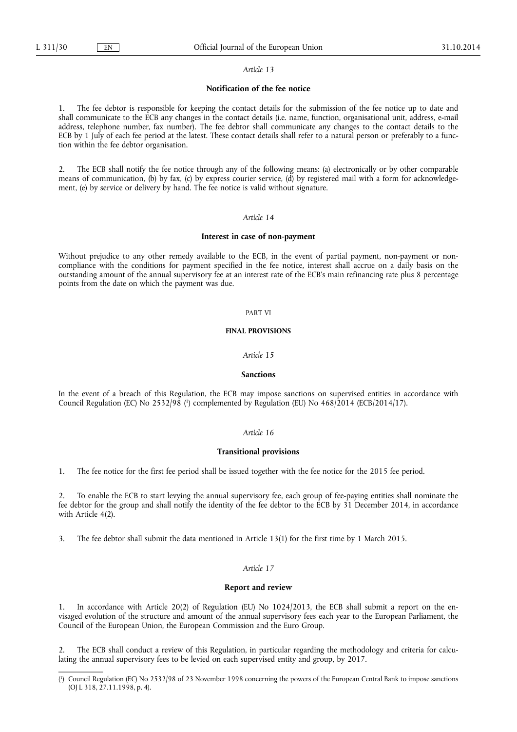*Article 13*

**Notification of the fee notice**

1. The fee debtor is responsible for keeping the contact details for the submission of the fee notice up to date and shall communicate to the ECB any changes in the contact details (i.e. name, function, organisational unit, address, e-mail address, telephone number, fax number). The fee debtor shall communicate any changes to the contact details to the ECB by 1 July of each fee period at the latest. These contact details shall refer to a natural person or preferably to a function within the fee debtor organisation.

2. The ECB shall notify the fee notice through any of the following means: (a) electronically or by other comparable means of communication, (b) by fax, (c) by express courier service, (d) by registered mail with a form for acknowledgement, (e) by service or delivery by hand. The fee notice is valid without signature.

*Article 14*

**Interest in case of non-payment**

Without prejudice to any other remedy available to the ECB, in the event of partial payment, non-payment or non-compliance with the conditions for payment specified in the fee notice, interest shall accrue on a daily basis on the outstanding amount of the annual supervisory fee at an interest rate of the ECB's main refinancing rate plus 8 percentage points from the date on which the payment was due.

PART VI

**FINAL PROVISIONS**

*Article 15*

**Sanctions**

In the event of a breach of this Regulation, the ECB may impose sanctions on supervised entities in accordance with Council Regulation (EC) No 2532/98 [1] complemented by Regulation (EU) No 468/2014 (ECB/2014/17).

*Article 16*

**Transitional provisions**

1. The fee notice for the first fee period shall be issued together with the fee notice for the 2015 fee period.

2. To enable the ECB to start levying the annual supervisory fee, each group of fee-paying entities shall nominate the fee debtor for the group and shall notify the identity of the fee debtor to the ECB by 31 December 2014, in accordance with Article 4(2).

3. The fee debtor shall submit the data mentioned in Article 13(1) for the first time by 1 March 2015.

*Article 17*

**Report and review**

1. In accordance with Article 20(2) of Regulation (EU) No 1024/2013, the ECB shall submit a report on the envisaged evolution of the structure and amount of the annual supervisory fees each year to the European Parliament, the Council of the European Union, the European Commission and the Euro Group.

2. The ECB shall conduct a review of this Regulation, in particular regarding the methodology and criteria for calculating the annual supervisory fees to be levied on each supervised entity and group, by 2017.

---

[1] Council Regulation (EC) No 2532/98 of 23 November 1998 concerning the powers of the European Central Bank to impose sanctions (OJ L 318, 27.11.1998, p. 4).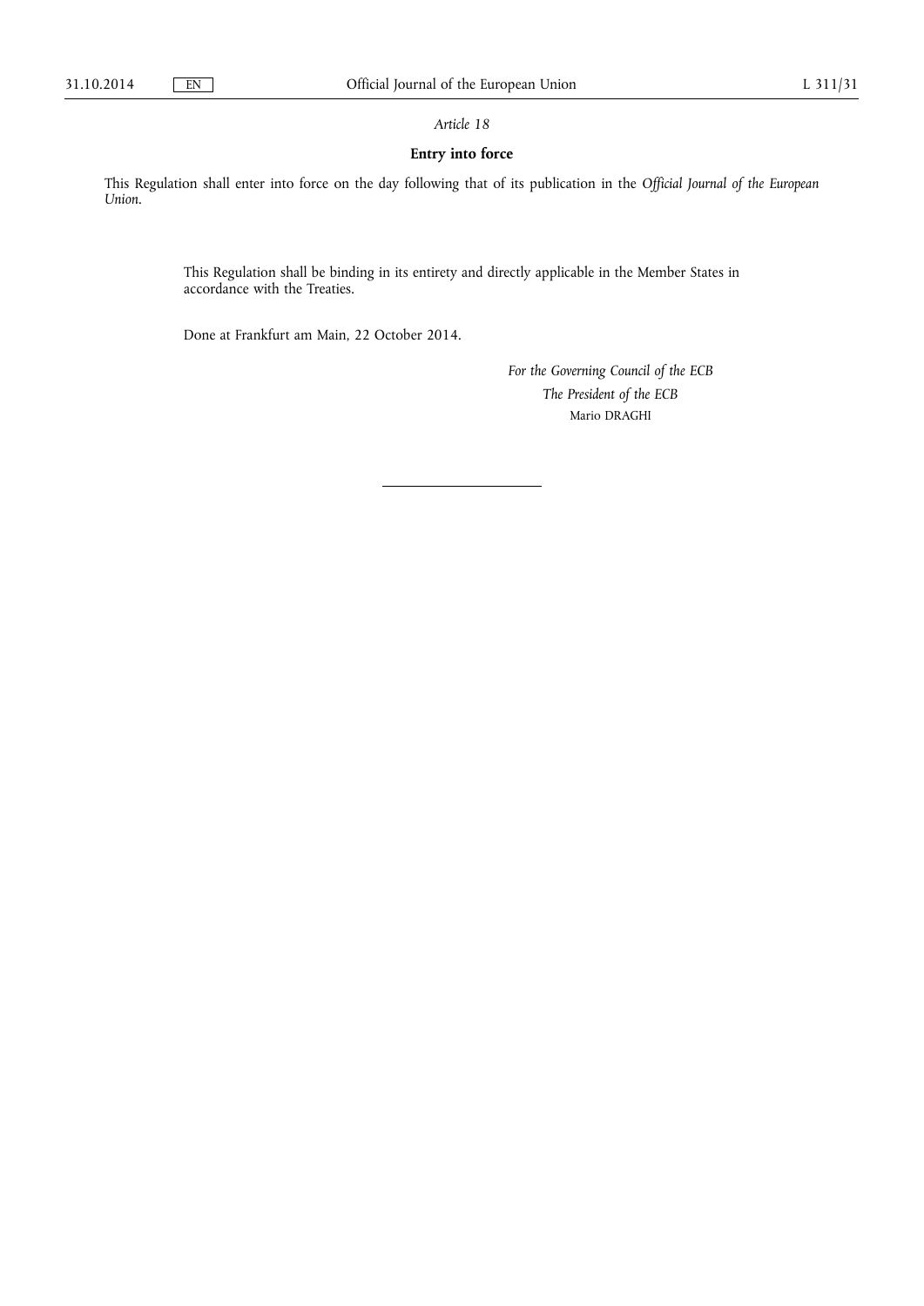*Article 18*

**Entry into force**

This Regulation shall enter into force on the day following that of its publication in the *Official Journal of the European Union*.

This Regulation shall be binding in its entirety and directly applicable in the Member States in accordance with the Treaties.

Done at Frankfurt am Main, 22 October 2014.

*For the Governing Council of the ECB*

*The President of the ECB*

Mario DRAGHI